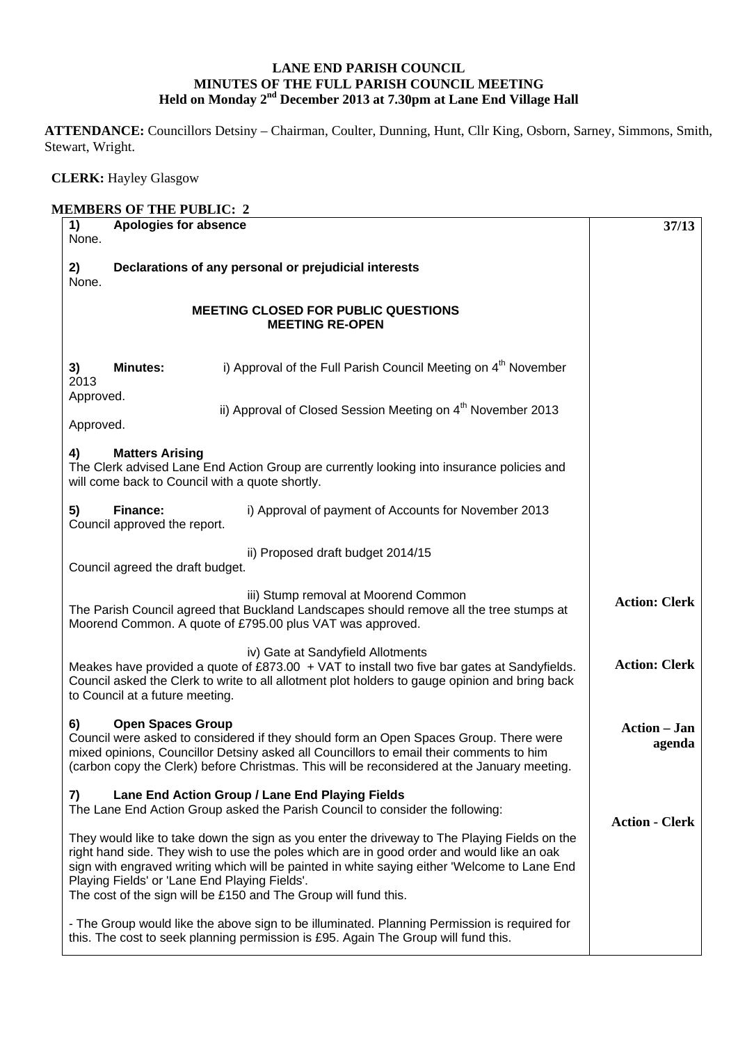**LANE END PARISH COUNCIL**
**MINUTES OF THE FULL PARISH COUNCIL MEETING**
**Held on Monday 2nd December 2013 at 7.30pm at Lane End Village Hall**

**ATTENDANCE:** Councillors Detsiny – Chairman, Coulter, Dunning, Hunt, Cllr King, Osborn, Sarney, Simmons, Smith, Stewart, Wright.

**CLERK:** Hayley Glasgow

**MEMBERS OF THE PUBLIC: 2**

| | |
|---|---|
| **1) Apologies for absence**<br>None. | **37/13** |
| **2) Declarations of any personal or prejudicial interests**<br>None. | |
| **MEETING CLOSED FOR PUBLIC QUESTIONS**<br>**MEETING RE-OPEN** | |
| **3) Minutes:** i) Approval of the Full Parish Council Meeting on 4th November 2013<br>Approved.<br>ii) Approval of Closed Session Meeting on 4th November 2013<br>Approved. | |
| **4) Matters Arising**<br>The Clerk advised Lane End Action Group are currently looking into insurance policies and will come back to Council with a quote shortly. | |
| **5) Finance:** i) Approval of payment of Accounts for November 2013<br>Council approved the report. | |
| ii) Proposed draft budget 2014/15<br>Council agreed the draft budget. | |
| iii) Stump removal at Moorend Common<br>The Parish Council agreed that Buckland Landscapes should remove all the tree stumps at Moorend Common. A quote of £795.00 plus VAT was approved. | **Action: Clerk** |
| iv) Gate at Sandyfield Allotments<br>Meakes have provided a quote of £873.00 + VAT to install two five bar gates at Sandyfields. Council asked the Clerk to write to all allotment plot holders to gauge opinion and bring back to Council at a future meeting. | **Action: Clerk** |
| **6) Open Spaces Group**<br>Council were asked to considered if they should form an Open Spaces Group. There were mixed opinions, Councillor Detsiny asked all Councillors to email their comments to him (carbon copy the Clerk) before Christmas. This will be reconsidered at the January meeting. | **Action – Jan agenda** |
| **7) Lane End Action Group / Lane End Playing Fields**<br>The Lane End Action Group asked the Parish Council to consider the following:<br><br>They would like to take down the sign as you enter the driveway to The Playing Fields on the right hand side. They wish to use the poles which are in good order and would like an oak sign with engraved writing which will be painted in white saying either 'Welcome to Lane End Playing Fields' or 'Lane End Playing Fields'.<br>The cost of the sign will be £150 and The Group will fund this.<br><br>- The Group would like the above sign to be illuminated. Planning Permission is required for this. The cost to seek planning permission is £95. Again The Group will fund this. | **Action - Clerk** |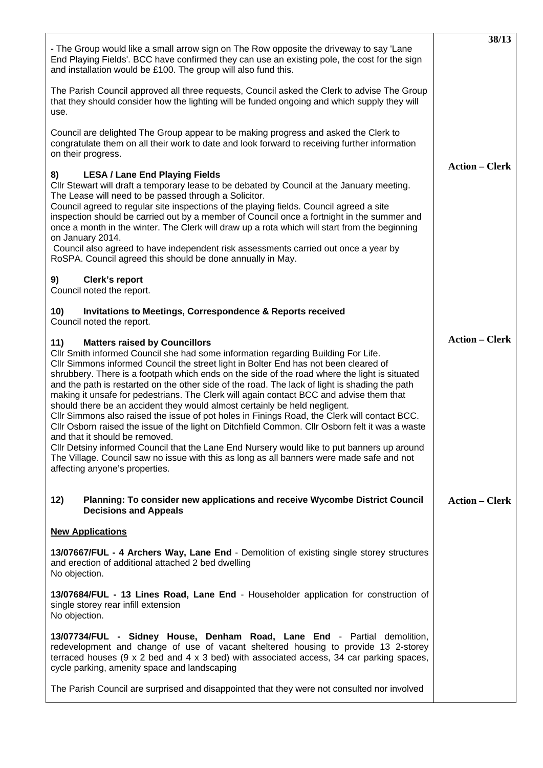- The Group would like a small arrow sign on The Row opposite the driveway to say 'Lane End Playing Fields'. BCC have confirmed they can use an existing pole, the cost for the sign and installation would be £100. The group will also fund this.

The Parish Council approved all three requests, Council asked the Clerk to advise The Group that they should consider how the lighting will be funded ongoing and which supply they will use.

Council are delighted The Group appear to be making progress and asked the Clerk to congratulate them on all their work to date and look forward to receiving further information on their progress.

**Action – Clerk**

**8) LESA / Lane End Playing Fields**

Cllr Stewart will draft a temporary lease to be debated by Council at the January meeting. The Lease will need to be passed through a Solicitor.
Council agreed to regular site inspections of the playing fields. Council agreed a site inspection should be carried out by a member of Council once a fortnight in the summer and once a month in the winter. The Clerk will draw up a rota which will start from the beginning on January 2014.
Council also agreed to have independent risk assessments carried out once a year by RoSPA. Council agreed this should be done annually in May.

**9) Clerk's report**

Council noted the report.

**10) Invitations to Meetings, Correspondence & Reports received**

Council noted the report.

**Action – Clerk**

**11) Matters raised by Councillors**

Cllr Smith informed Council she had some information regarding Building For Life.
Cllr Simmons informed Council the street light in Bolter End has not been cleared of shrubbery. There is a footpath which ends on the side of the road where the light is situated and the path is restarted on the other side of the road. The lack of light is shading the path making it unsafe for pedestrians. The Clerk will again contact BCC and advise them that should there be an accident they would almost certainly be held negligent.
Cllr Simmons also raised the issue of pot holes in Finings Road, the Clerk will contact BCC.
Cllr Osborn raised the issue of the light on Ditchfield Common. Cllr Osborn felt it was a waste and that it should be removed.
Cllr Detsiny informed Council that the Lane End Nursery would like to put banners up around The Village. Council saw no issue with this as long as all banners were made safe and not affecting anyone's properties.

**12) Planning: To consider new applications and receive Wycombe District Council Decisions and Appeals**

**Action – Clerk**

**New Applications**

**13/07667/FUL - 4 Archers Way, Lane End** - Demolition of existing single storey structures and erection of additional attached 2 bed dwelling
No objection.

**13/07684/FUL - 13 Lines Road, Lane End** - Householder application for construction of single storey rear infill extension
No objection.

**13/07734/FUL - Sidney House, Denham Road, Lane End** - Partial demolition, redevelopment and change of use of vacant sheltered housing to provide 13 2-storey terraced houses (9 x 2 bed and 4 x 3 bed) with associated access, 34 car parking spaces, cycle parking, amenity space and landscaping

The Parish Council are surprised and disappointed that they were not consulted nor involved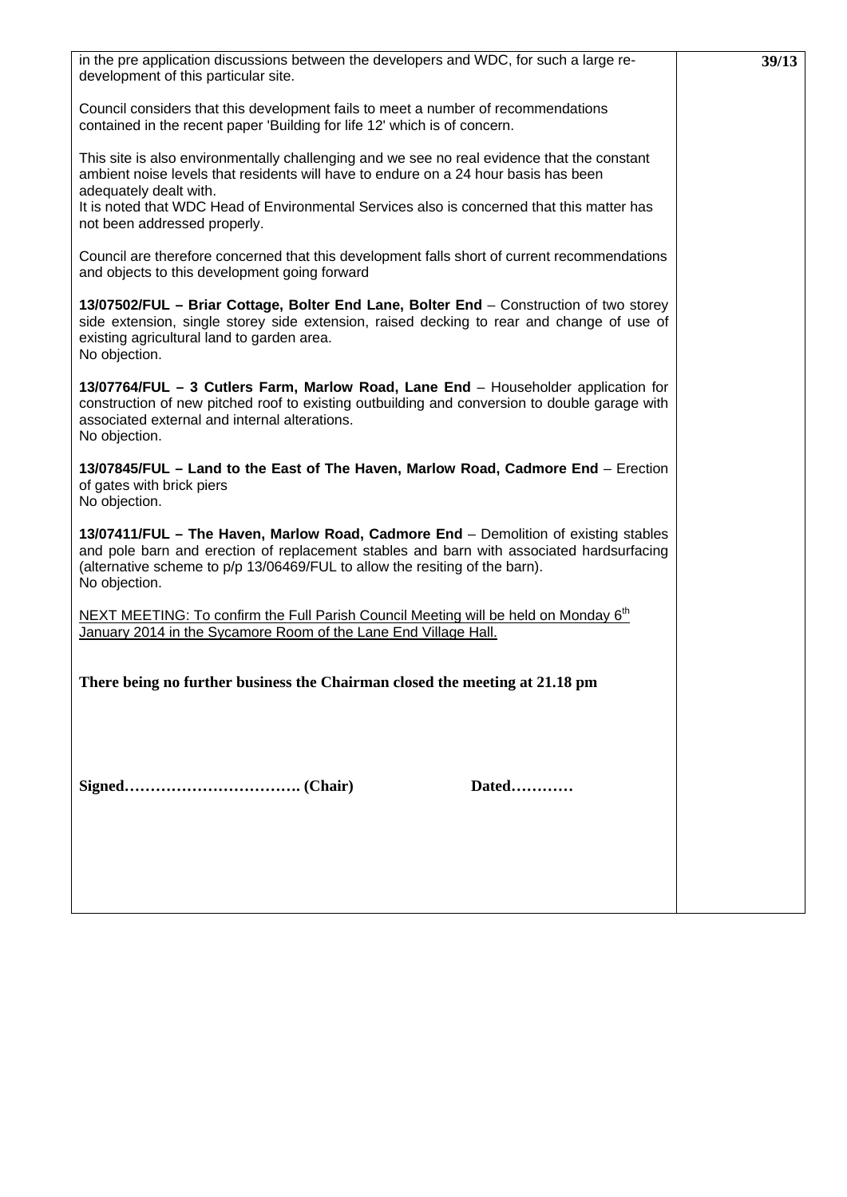in the pre application discussions between the developers and WDC, for such a large re-development of this particular site.

39/13

Council considers that this development fails to meet a number of recommendations contained in the recent paper 'Building for life 12' which is of concern.

This site is also environmentally challenging and we see no real evidence that the constant ambient noise levels that residents will have to endure on a 24 hour basis has been adequately dealt with.
It is noted that WDC Head of Environmental Services also is concerned that this matter has not been addressed properly.

Council are therefore concerned that this development falls short of current recommendations and objects to this development going forward

**13/07502/FUL – Briar Cottage, Bolter End Lane, Bolter End** – Construction of two storey side extension, single storey side extension, raised decking to rear and change of use of existing agricultural land to garden area.
No objection.

**13/07764/FUL – 3 Cutlers Farm, Marlow Road, Lane End** – Householder application for construction of new pitched roof to existing outbuilding and conversion to double garage with associated external and internal alterations.
No objection.

**13/07845/FUL – Land to the East of The Haven, Marlow Road, Cadmore End** – Erection of gates with brick piers
No objection.

**13/07411/FUL – The Haven, Marlow Road, Cadmore End** – Demolition of existing stables and pole barn and erection of replacement stables and barn with associated hardsurfacing (alternative scheme to p/p 13/06469/FUL to allow the resiting of the barn).
No objection.

NEXT MEETING: To confirm the Full Parish Council Meeting will be held on Monday 6th January 2014 in the Sycamore Room of the Lane End Village Hall.

**There being no further business the Chairman closed the meeting at 21.18 pm**

**Signed……………………………. (Chair)** **Dated…………**